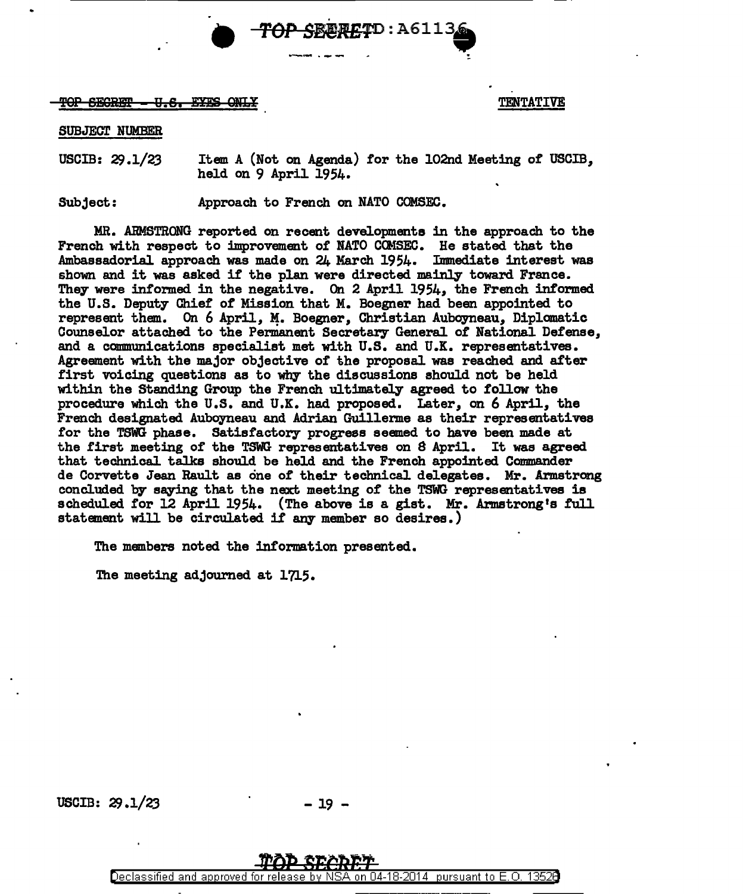TOP SECRET - U.S. EYES ONLY

TENTATIVE

SUBJECT NUMBER

USCIB: 29.1/23 Item A (Not on Agenda) for the 102nd Meeting of USCIB, held on 9 April 1954.

Subject: Approach to French on NATO COMSEC.

MR. ARMSTRONG reported on recent developments in the approach to the French with respect to improvement of NATO COMSEC. He stated that the Ambassadorial approach was made on 24 March 1954. Immediate interest was shown and it was asked if the plan were directed mainly toward France. They were informed in the negative. On 2 April 1954, the French informed the U.S. Deputy Chief of Mission that M. Boegner had been appointed to represent them. On 6 April, M. Boegner, Christian Auboyneau, Diplomatic Counselor attached to the Permanent Secretary General of National Defense, and a communications specialist met with U.S. and U.K. representatives. Agreement with the major objective of the proposal was reached and after first voicing questions as to why the discussions should not be held within the Standing Group the French ultimately agreed to follow the procedure which the U.S. and U.K. had proposed. Later, on 6 April, the French designated Auboyneau and Adrian Guillerme as their representatives for the TSWG phase. Satisfactory progress seemed to have been made at the first meeting of the TSWG representatives on 8 April. It was agreed that technical talks should be held and the French appointed Commander de Corvette Jean Rault as one of their technical delegates. Mr. Armstrong concluded by saying that the next meeting of the TSWG representatives is scheduled for 12 April 1954. (The above is a gist. Mr. Armstrong's full statement will be circulated if any member so desires.)

The members noted the information presented.

The meeting adjourned at 1715.

USCIB: 29.1/23

TOP SECRET

Declassified and approved for release by NSA on 04-18-2014 pursuant to E.O. 13526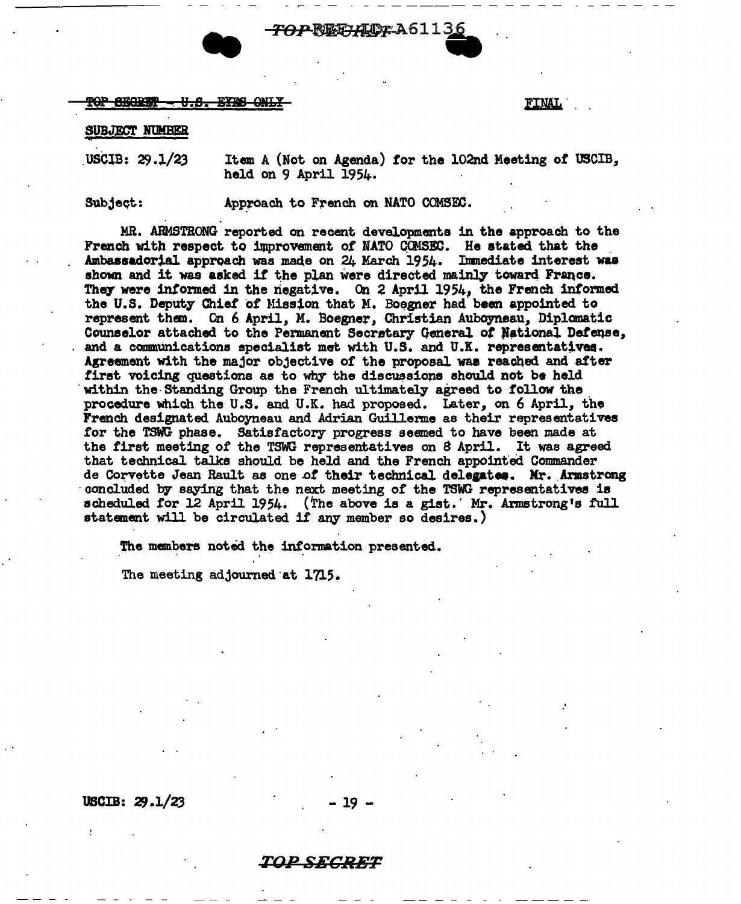~~TOP SECRET - U.S. EYES ONLY~~ FINAL

SUBJECT NUMBER

USCIB: 29.1/23 Item A (Not on Agenda) for the 102nd Meeting of USCIB, held on 9 April 1954.

Subject: Approach to French on NATO COMSEC.

MR. ARMSTRONG reported on recent developments in the approach to the French with respect to improvement of NATO COMSEC. He stated that the Ambassadorial approach was made on 24 March 1954. Immediate interest was shown and it was asked if the plan were directed mainly toward France. They were informed in the negative. On 2 April 1954, the French informed the U.S. Deputy Chief of Mission that M. Boegner had been appointed to represent them. On 6 April, M. Boegner, Christian Auboyneau, Diplomatic Counselor attached to the Permanent Secretary General of National Defense, and a communications specialist met with U.S. and U.K. representatives. Agreement with the major objective of the proposal was reached and after first voicing questions as to why the discussions should not be held within the Standing Group the French ultimately agreed to follow the procedure which the U.S. and U.K. had proposed. Later, on 6 April, the French designated Auboyneau and Adrian Guillerme as their representatives for the TSWG phase. Satisfactory progress seemed to have been made at the first meeting of the TSWG representatives on 8 April. It was agreed that technical talks should be held and the French appointed Commander de Corvette Jean Rault as one of their technical delegates. Mr. Armstrong concluded by saying that the next meeting of the TSWG representatives is scheduled for 12 April 1954. (The above is a gist. Mr. Armstrong's full statement will be circulated if any member so desires.)

The members noted the information presented.

The meeting adjourned at 1715.

USCIB: 29.1/23

TOP SECRET